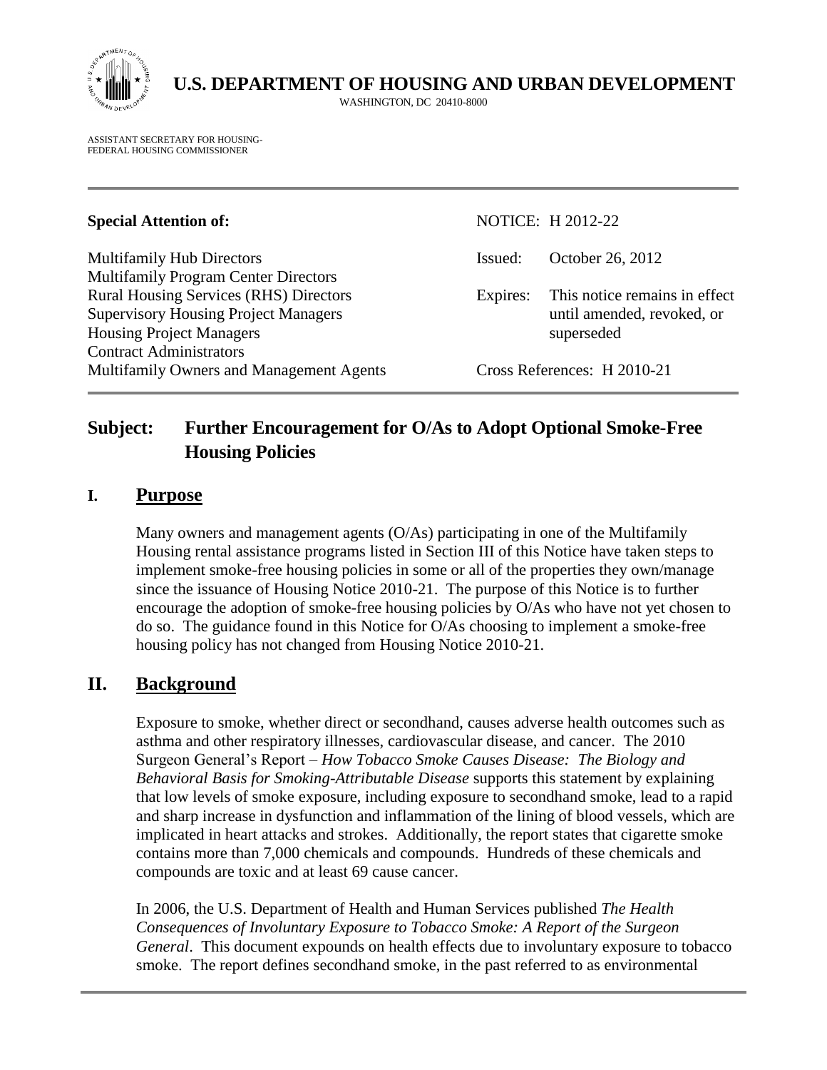# U.S. DEPARTMENT OF HOUSING AND URBAN DEVELOPMENT

WASHINGTON, DC 20410-8000

ASSISTANT SECRETARY FOR HOUSING-
FEDERAL HOUSING COMMISSIONER

**Special Attention of:**

Multifamily Hub Directors
Multifamily Program Center Directors
Rural Housing Services (RHS) Directors
Supervisory Housing Project Managers
Housing Project Managers
Contract Administrators
Multifamily Owners and Management Agents

NOTICE: H 2012-22

Issued: October 26, 2012

Expires: This notice remains in effect until amended, revoked, or superseded

Cross References: H 2010-21

## Subject: Further Encouragement for O/As to Adopt Optional Smoke-Free Housing Policies

## I. Purpose

Many owners and management agents (O/As) participating in one of the Multifamily Housing rental assistance programs listed in Section III of this Notice have taken steps to implement smoke-free housing policies in some or all of the properties they own/manage since the issuance of Housing Notice 2010-21. The purpose of this Notice is to further encourage the adoption of smoke-free housing policies by O/As who have not yet chosen to do so. The guidance found in this Notice for O/As choosing to implement a smoke-free housing policy has not changed from Housing Notice 2010-21.

## II. Background

Exposure to smoke, whether direct or secondhand, causes adverse health outcomes such as asthma and other respiratory illnesses, cardiovascular disease, and cancer. The 2010 Surgeon General's Report – *How Tobacco Smoke Causes Disease: The Biology and Behavioral Basis for Smoking-Attributable Disease* supports this statement by explaining that low levels of smoke exposure, including exposure to secondhand smoke, lead to a rapid and sharp increase in dysfunction and inflammation of the lining of blood vessels, which are implicated in heart attacks and strokes. Additionally, the report states that cigarette smoke contains more than 7,000 chemicals and compounds. Hundreds of these chemicals and compounds are toxic and at least 69 cause cancer.

In 2006, the U.S. Department of Health and Human Services published *The Health Consequences of Involuntary Exposure to Tobacco Smoke: A Report of the Surgeon General*. This document expounds on health effects due to involuntary exposure to tobacco smoke. The report defines secondhand smoke, in the past referred to as environmental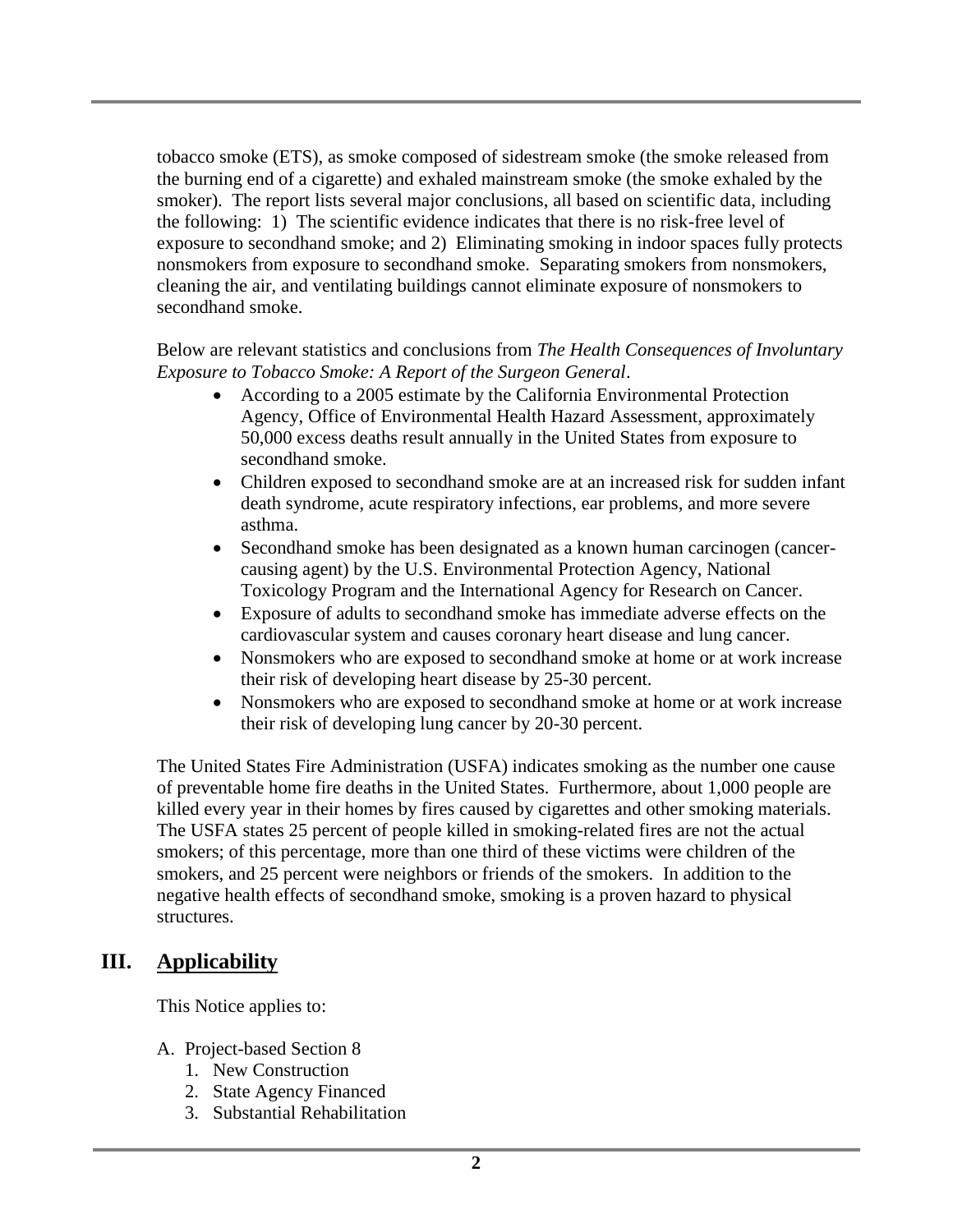tobacco smoke (ETS), as smoke composed of sidestream smoke (the smoke released from the burning end of a cigarette) and exhaled mainstream smoke (the smoke exhaled by the smoker). The report lists several major conclusions, all based on scientific data, including the following: 1) The scientific evidence indicates that there is no risk-free level of exposure to secondhand smoke; and 2) Eliminating smoking in indoor spaces fully protects nonsmokers from exposure to secondhand smoke. Separating smokers from nonsmokers, cleaning the air, and ventilating buildings cannot eliminate exposure of nonsmokers to secondhand smoke.

Below are relevant statistics and conclusions from *The Health Consequences of Involuntary Exposure to Tobacco Smoke: A Report of the Surgeon General*.

- According to a 2005 estimate by the California Environmental Protection Agency, Office of Environmental Health Hazard Assessment, approximately 50,000 excess deaths result annually in the United States from exposure to secondhand smoke.
- Children exposed to secondhand smoke are at an increased risk for sudden infant death syndrome, acute respiratory infections, ear problems, and more severe asthma.
- Secondhand smoke has been designated as a known human carcinogen (cancer-causing agent) by the U.S. Environmental Protection Agency, National Toxicology Program and the International Agency for Research on Cancer.
- Exposure of adults to secondhand smoke has immediate adverse effects on the cardiovascular system and causes coronary heart disease and lung cancer.
- Nonsmokers who are exposed to secondhand smoke at home or at work increase their risk of developing heart disease by 25-30 percent.
- Nonsmokers who are exposed to secondhand smoke at home or at work increase their risk of developing lung cancer by 20-30 percent.

The United States Fire Administration (USFA) indicates smoking as the number one cause of preventable home fire deaths in the United States. Furthermore, about 1,000 people are killed every year in their homes by fires caused by cigarettes and other smoking materials. The USFA states 25 percent of people killed in smoking-related fires are not the actual smokers; of this percentage, more than one third of these victims were children of the smokers, and 25 percent were neighbors or friends of the smokers. In addition to the negative health effects of secondhand smoke, smoking is a proven hazard to physical structures.

## III. Applicability

This Notice applies to:

A. Project-based Section 8
   1. New Construction
   2. State Agency Financed
   3. Substantial Rehabilitation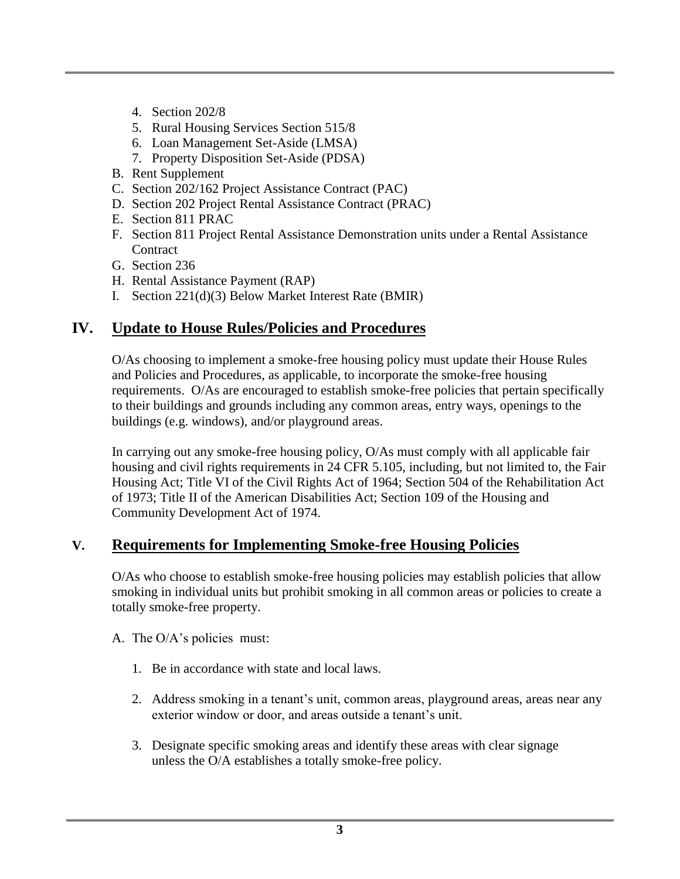4. Section 202/8
5. Rural Housing Services Section 515/8
6. Loan Management Set-Aside (LMSA)
7. Property Disposition Set-Aside (PDSA)

B. Rent Supplement
C. Section 202/162 Project Assistance Contract (PAC)
D. Section 202 Project Rental Assistance Contract (PRAC)
E. Section 811 PRAC
F. Section 811 Project Rental Assistance Demonstration units under a Rental Assistance Contract
G. Section 236
H. Rental Assistance Payment (RAP)
I. Section 221(d)(3) Below Market Interest Rate (BMIR)

## IV. Update to House Rules/Policies and Procedures

O/As choosing to implement a smoke-free housing policy must update their House Rules and Policies and Procedures, as applicable, to incorporate the smoke-free housing requirements. O/As are encouraged to establish smoke-free policies that pertain specifically to their buildings and grounds including any common areas, entry ways, openings to the buildings (e.g. windows), and/or playground areas.

In carrying out any smoke-free housing policy, O/As must comply with all applicable fair housing and civil rights requirements in 24 CFR 5.105, including, but not limited to, the Fair Housing Act; Title VI of the Civil Rights Act of 1964; Section 504 of the Rehabilitation Act of 1973; Title II of the American Disabilities Act; Section 109 of the Housing and Community Development Act of 1974.

## V. Requirements for Implementing Smoke-free Housing Policies

O/As who choose to establish smoke-free housing policies may establish policies that allow smoking in individual units but prohibit smoking in all common areas or policies to create a totally smoke-free property.

A. The O/A's policies must:

1. Be in accordance with state and local laws.

2. Address smoking in a tenant's unit, common areas, playground areas, areas near any exterior window or door, and areas outside a tenant's unit.

3. Designate specific smoking areas and identify these areas with clear signage unless the O/A establishes a totally smoke-free policy.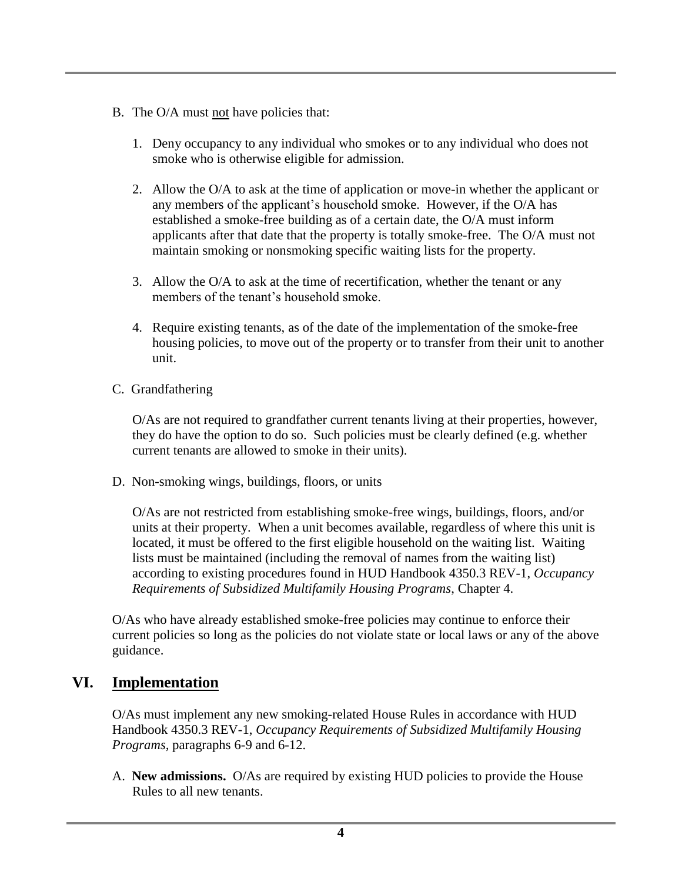B. The O/A must <u>not</u> have policies that:

   1. Deny occupancy to any individual who smokes or to any individual who does not smoke who is otherwise eligible for admission.

   2. Allow the O/A to ask at the time of application or move-in whether the applicant or any members of the applicant's household smoke. However, if the O/A has established a smoke-free building as of a certain date, the O/A must inform applicants after that date that the property is totally smoke-free. The O/A must not maintain smoking or nonsmoking specific waiting lists for the property.

   3. Allow the O/A to ask at the time of recertification, whether the tenant or any members of the tenant's household smoke.

   4. Require existing tenants, as of the date of the implementation of the smoke-free housing policies, to move out of the property or to transfer from their unit to another unit.

C. Grandfathering

   O/As are not required to grandfather current tenants living at their properties, however, they do have the option to do so. Such policies must be clearly defined (e.g. whether current tenants are allowed to smoke in their units).

D. Non-smoking wings, buildings, floors, or units

   O/As are not restricted from establishing smoke-free wings, buildings, floors, and/or units at their property. When a unit becomes available, regardless of where this unit is located, it must be offered to the first eligible household on the waiting list. Waiting lists must be maintained (including the removal of names from the waiting list) according to existing procedures found in HUD Handbook 4350.3 REV-1, *Occupancy Requirements of Subsidized Multifamily Housing Programs*, Chapter 4.

O/As who have already established smoke-free policies may continue to enforce their current policies so long as the policies do not violate state or local laws or any of the above guidance.

## VI. <u>Implementation</u>

O/As must implement any new smoking-related House Rules in accordance with HUD Handbook 4350.3 REV-1, *Occupancy Requirements of Subsidized Multifamily Housing Programs*, paragraphs 6-9 and 6-12.

A. **New admissions.** O/As are required by existing HUD policies to provide the House Rules to all new tenants.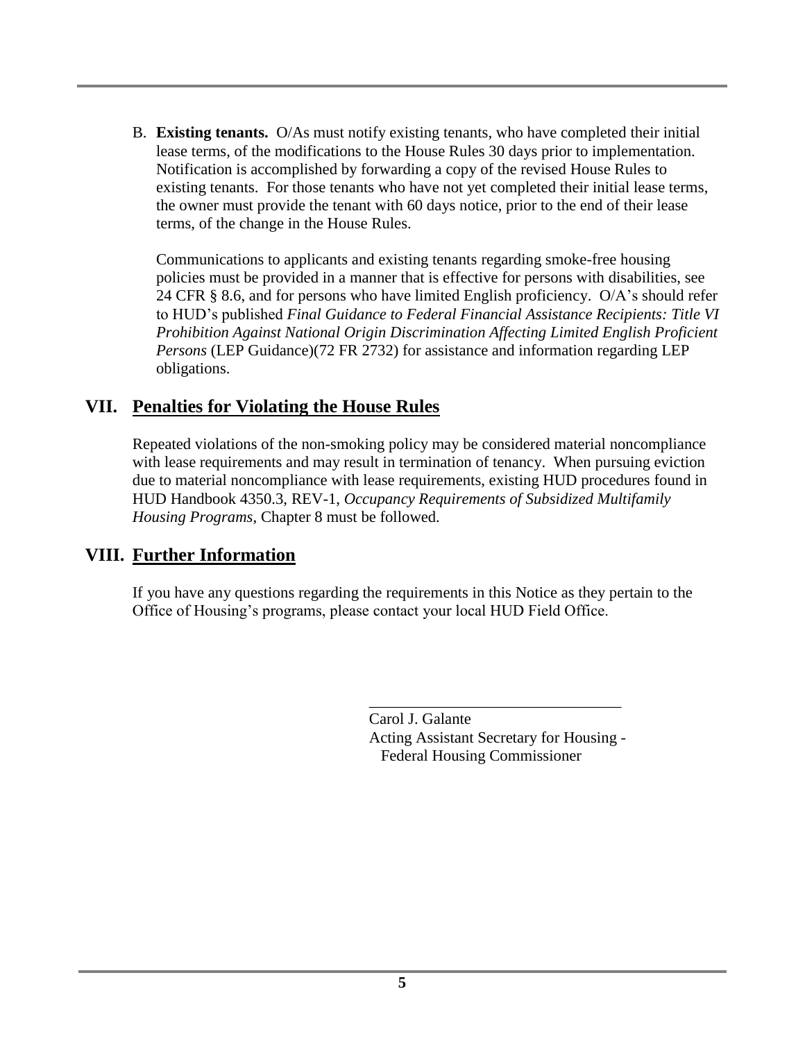B. **Existing tenants.** O/As must notify existing tenants, who have completed their initial lease terms, of the modifications to the House Rules 30 days prior to implementation. Notification is accomplished by forwarding a copy of the revised House Rules to existing tenants. For those tenants who have not yet completed their initial lease terms, the owner must provide the tenant with 60 days notice, prior to the end of their lease terms, of the change in the House Rules.

   Communications to applicants and existing tenants regarding smoke-free housing policies must be provided in a manner that is effective for persons with disabilities, see 24 CFR § 8.6, and for persons who have limited English proficiency. O/A's should refer to HUD's published *Final Guidance to Federal Financial Assistance Recipients: Title VI Prohibition Against National Origin Discrimination Affecting Limited English Proficient Persons* (LEP Guidance)(72 FR 2732) for assistance and information regarding LEP obligations.

## VII. Penalties for Violating the House Rules

Repeated violations of the non-smoking policy may be considered material noncompliance with lease requirements and may result in termination of tenancy. When pursuing eviction due to material noncompliance with lease requirements, existing HUD procedures found in HUD Handbook 4350.3, REV-1, *Occupancy Requirements of Subsidized Multifamily Housing Programs*, Chapter 8 must be followed.

## VIII. Further Information

If you have any questions regarding the requirements in this Notice as they pertain to the Office of Housing's programs, please contact your local HUD Field Office.

\_\_\_\_\_\_\_\_\_\_\_\_\_\_\_\_\_\_\_\_\_\_\_\_\_\_\_\_\_\_\_\_

Carol J. Galante
Acting Assistant Secretary for Housing -
Federal Housing Commissioner